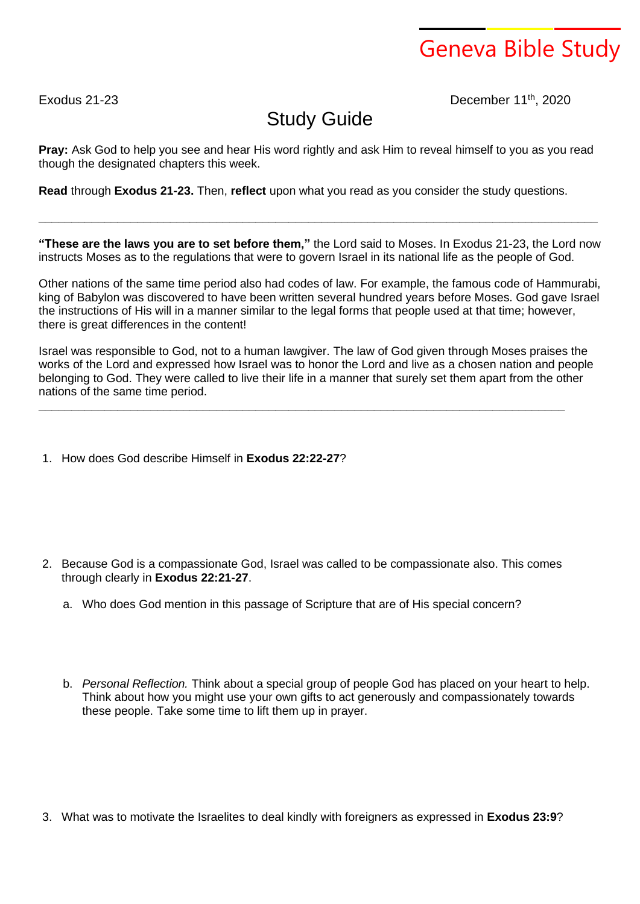# Geneva Bible Study

Exodus 21-23 December 11th, 2020

## Study Guide

**Pray:** Ask God to help you see and hear His word rightly and ask Him to reveal himself to you as you read though the designated chapters this week.

**Read** through **Exodus 21-23.** Then, **reflect** upon what you read as you consider the study questions.

---

**"These are the laws you are to set before them,"** the Lord said to Moses. In Exodus 21-23, the Lord now instructs Moses as to the regulations that were to govern Israel in its national life as the people of God.

Other nations of the same time period also had codes of law. For example, the famous code of Hammurabi, king of Babylon was discovered to have been written several hundred years before Moses. God gave Israel the instructions of His will in a manner similar to the legal forms that people used at that time; however, there is great differences in the content!

Israel was responsible to God, not to a human lawgiver. The law of God given through Moses praises the works of the Lord and expressed how Israel was to honor the Lord and live as a chosen nation and people belonging to God. They were called to live their life in a manner that surely set them apart from the other nations of the same time period.

---

1. How does God describe Himself in **Exodus 22:22-27**?

2. Because God is a compassionate God, Israel was called to be compassionate also. This comes through clearly in **Exodus 22:21-27**.

   a. Who does God mention in this passage of Scripture that are of His special concern?

   b. *Personal Reflection.* Think about a special group of people God has placed on your heart to help. Think about how you might use your own gifts to act generously and compassionately towards these people. Take some time to lift them up in prayer.

3. What was to motivate the Israelites to deal kindly with foreigners as expressed in **Exodus 23:9**?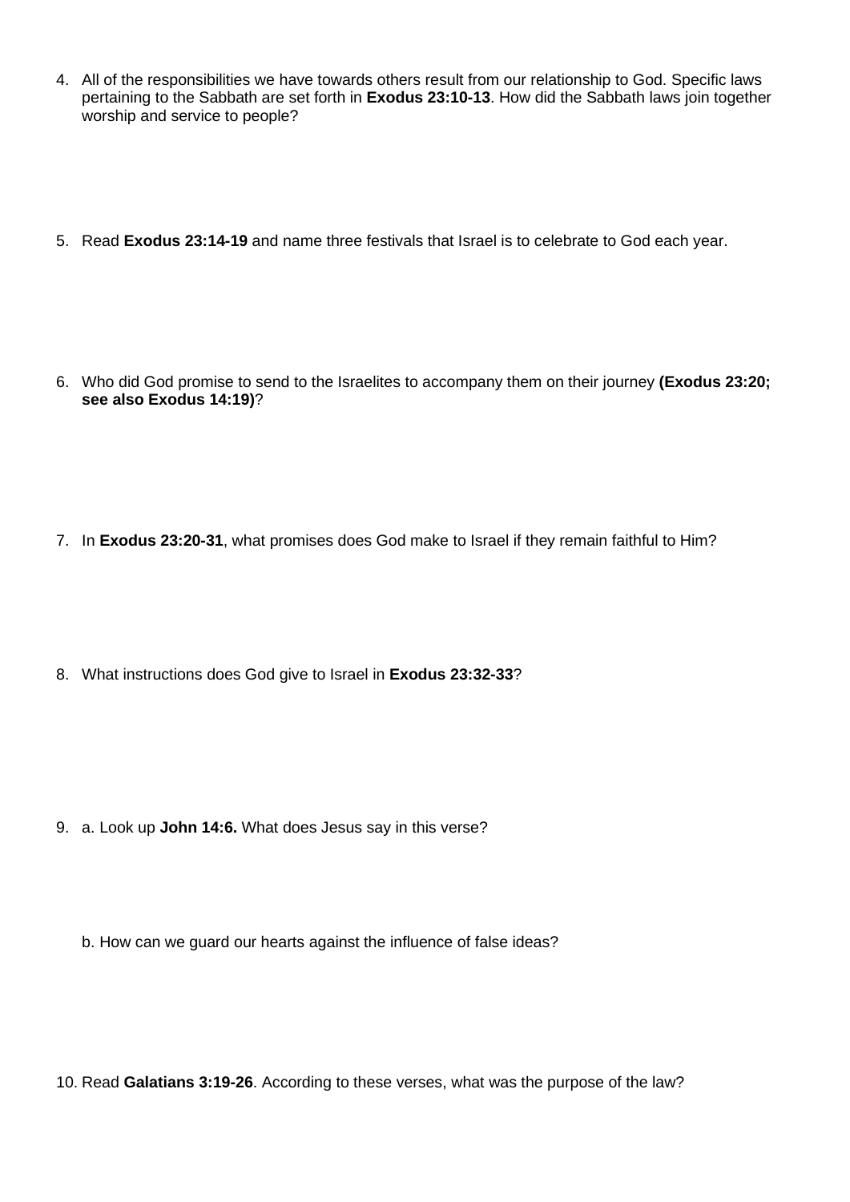4. All of the responsibilities we have towards others result from our relationship to God. Specific laws pertaining to the Sabbath are set forth in **Exodus 23:10-13**. How did the Sabbath laws join together worship and service to people?

5. Read **Exodus 23:14-19** and name three festivals that Israel is to celebrate to God each year.

6. Who did God promise to send to the Israelites to accompany them on their journey **(Exodus 23:20; see also Exodus 14:19)**?

7. In **Exodus 23:20-31**, what promises does God make to Israel if they remain faithful to Him?

8. What instructions does God give to Israel in **Exodus 23:32-33**?

9. a. Look up **John 14:6.** What does Jesus say in this verse?

   b. How can we guard our hearts against the influence of false ideas?

10. Read **Galatians 3:19-26**. According to these verses, what was the purpose of the law?